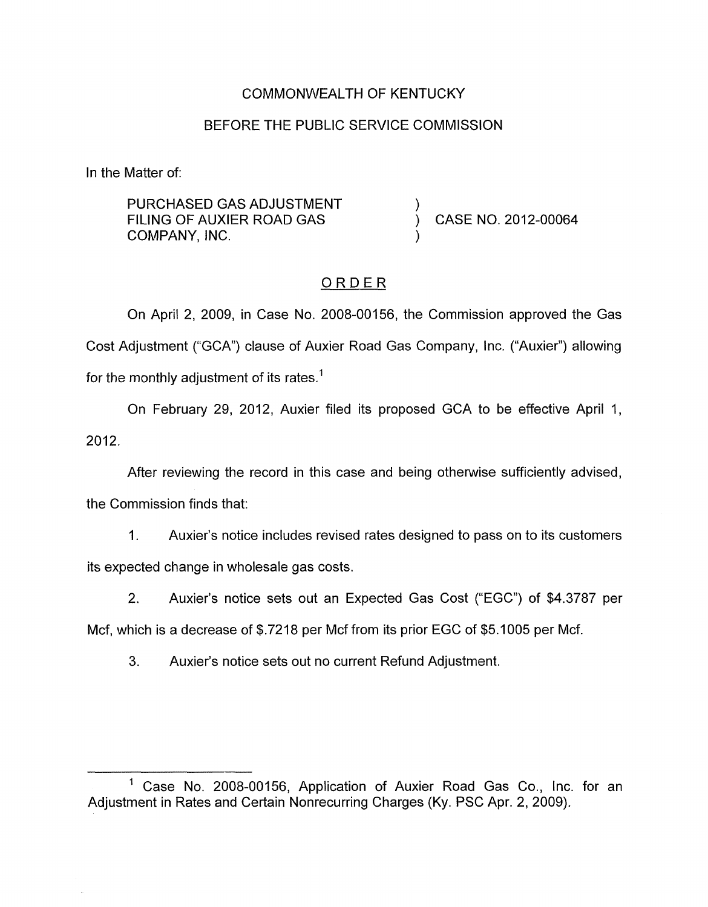COMMONWEALTH OF KENTUCKY

BEFORE THE PUBLIC SERVICE COMMISSION

In the Matter of:

PURCHASED GAS ADJUSTMENT FILING OF AUXIER ROAD GAS COMPANY, INC. ) CASE NO. 2012-00064

## ORDER

On April 2, 2009, in Case No. 2008-00156, the Commission approved the Gas Cost Adjustment ("GCA") clause of Auxier Road Gas Company, Inc. ("Auxier") allowing for the monthly adjustment of its rates.[1]

On February 29, 2012, Auxier filed its proposed GCA to be effective April 1, 2012.

After reviewing the record in this case and being otherwise sufficiently advised, the Commission finds that:

1. Auxier's notice includes revised rates designed to pass on to its customers its expected change in wholesale gas costs.

2. Auxier's notice sets out an Expected Gas Cost ("EGC") of $4.3787 per Mcf, which is a decrease of $.7218 per Mcf from its prior EGC of $5.1005 per Mcf.

3. Auxier's notice sets out no current Refund Adjustment.

---

[1] Case No. 2008-00156, Application of Auxier Road Gas Co., Inc. for an Adjustment in Rates and Certain Nonrecurring Charges (Ky. PSC Apr. 2, 2009).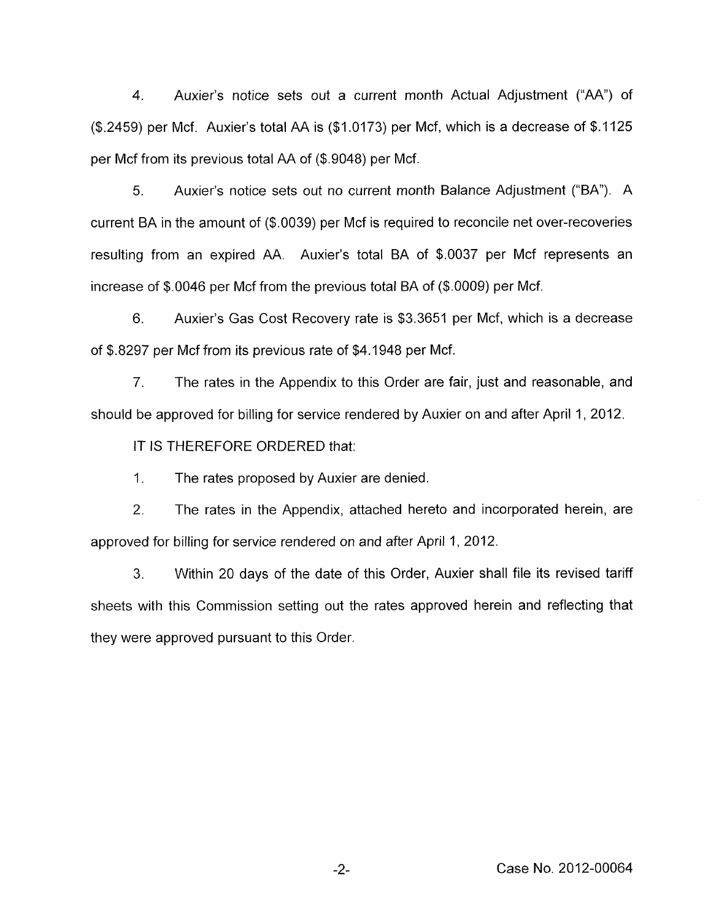4. Auxier's notice sets out a current month Actual Adjustment ("AA") of ($.2459) per Mcf. Auxier's total AA is ($1.0173) per Mcf, which is a decrease of $.1125 per Mcf from its previous total AA of ($.9048) per Mcf.

5. Auxier's notice sets out no current month Balance Adjustment ("BA"). A current BA in the amount of ($.0039) per Mcf is required to reconcile net over-recoveries resulting from an expired AA. Auxier's total BA of $.0037 per Mcf represents an increase of $.0046 per Mcf from the previous total BA of ($.0009) per Mcf.

6. Auxier's Gas Cost Recovery rate is $3.3651 per Mcf, which is a decrease of $.8297 per Mcf from its previous rate of $4.1948 per Mcf.

7. The rates in the Appendix to this Order are fair, just and reasonable, and should be approved for billing for service rendered by Auxier on and after April 1, 2012.

IT IS THEREFORE ORDERED that:

1. The rates proposed by Auxier are denied.

2. The rates in the Appendix, attached hereto and incorporated herein, are approved for billing for service rendered on and after April 1, 2012.

3. Within 20 days of the date of this Order, Auxier shall file its revised tariff sheets with this Commission setting out the rates approved herein and reflecting that they were approved pursuant to this Order.

Case No. 2012-00064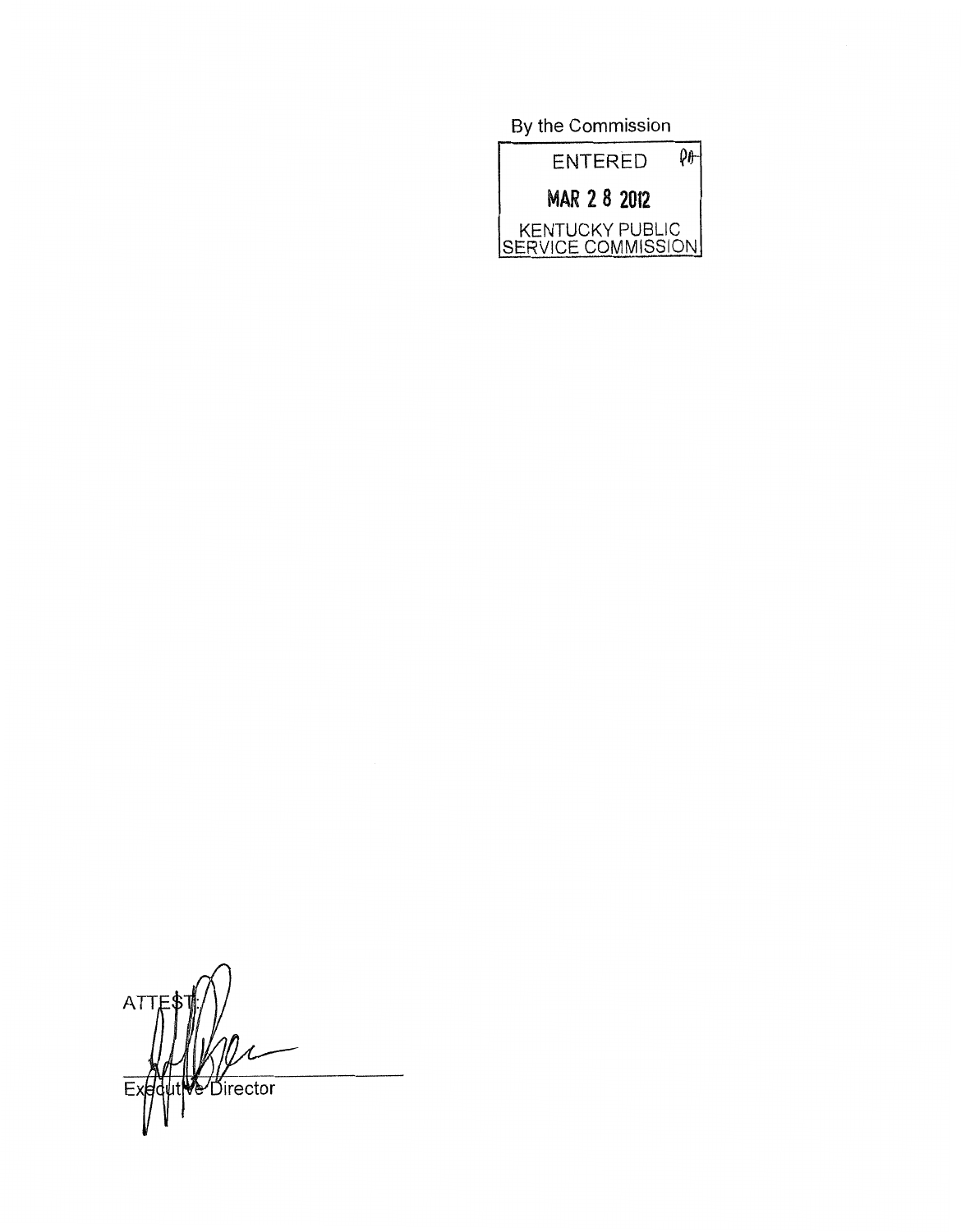By the Commission

ENTERED

MAR 2 8 2012

KENTUCKY PUBLIC SERVICE COMMISSION

ATTEST:

Executive Director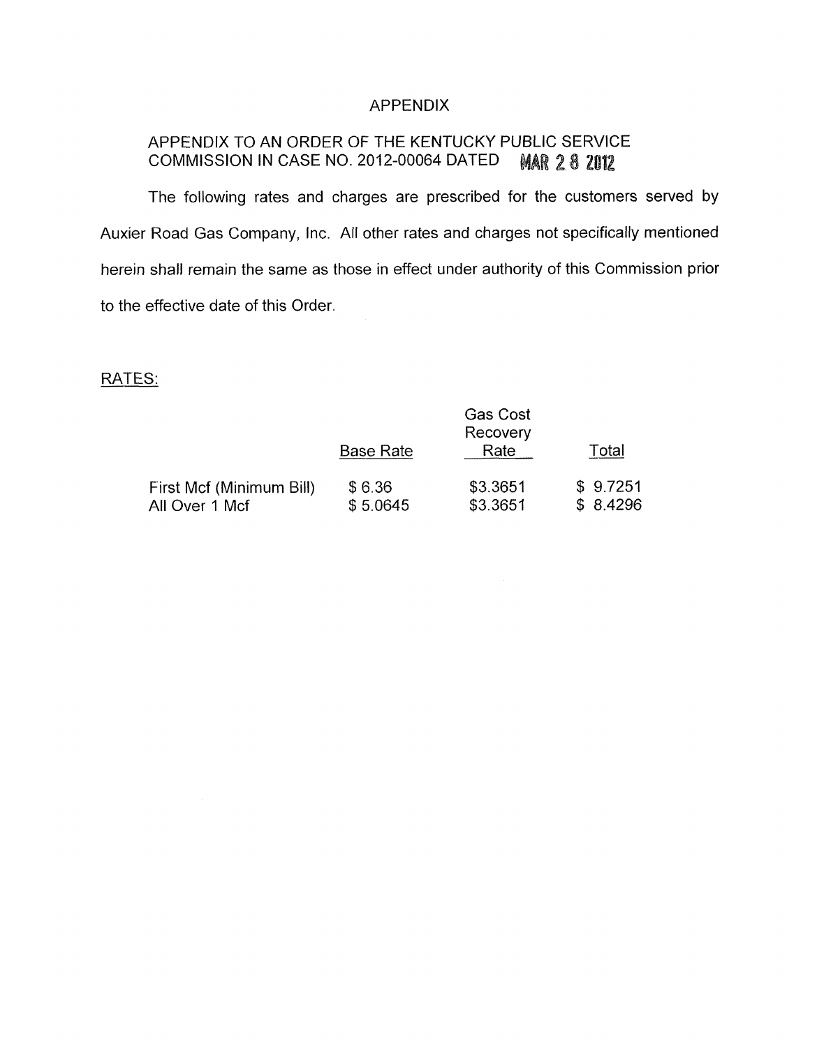# APPENDIX

## APPENDIX TO AN ORDER OF THE KENTUCKY PUBLIC SERVICE COMMISSION IN CASE NO. 2012-00064 DATED MAR 28 2012

The following rates and charges are prescribed for the customers served by Auxier Road Gas Company, Inc. All other rates and charges not specifically mentioned herein shall remain the same as those in effect under authority of this Commission prior to the effective date of this Order.

RATES:

| | Base Rate | Gas Cost Recovery Rate | Total |
|---|---|---|---|
| First Mcf (Minimum Bill) | $ 6.36 | $3.3651 | $ 9.7251 |
| All Over 1 Mcf | $ 5.0645 | $3.3651 | $ 8.4296 |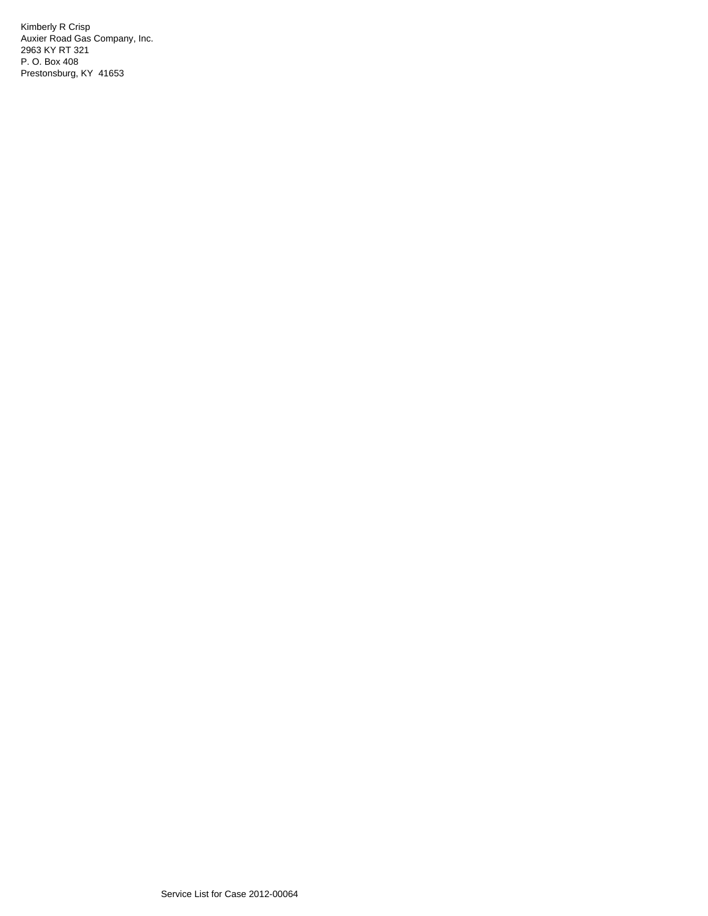Kimberly R Crisp
Auxier Road Gas Company, Inc.
2963 KY RT 321
P. O. Box 408
Prestonsburg, KY 41653